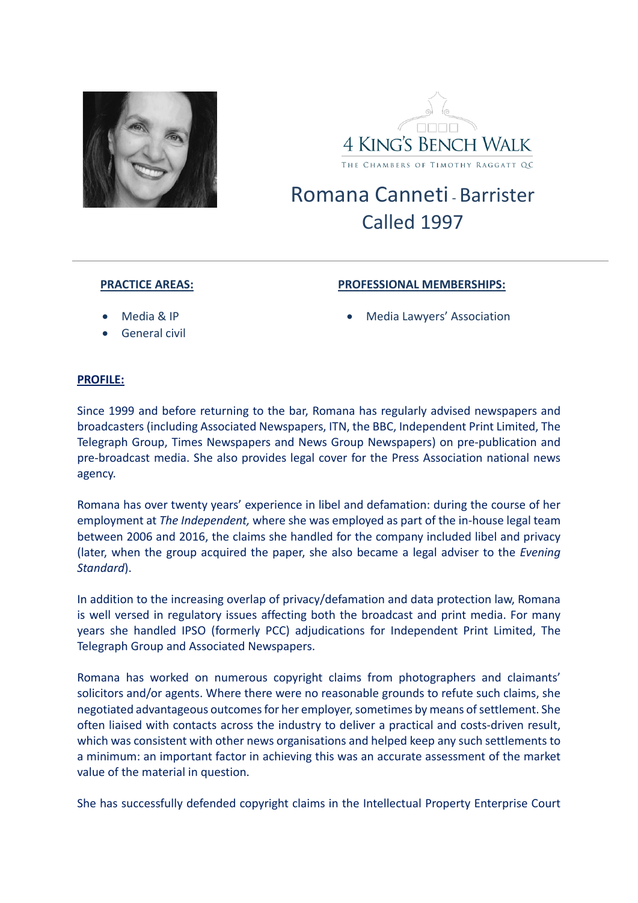4 KING'S BENCH WALK

THE CHAMBERS OF TIMOTHY RAGGATT QC

# Romana Canneti - Barrister

## Called 1997

**PRACTICE AREAS:**

- Media & IP
- General civil

**PROFESSIONAL MEMBERSHIPS:**

- Media Lawyers' Association

**PROFILE:**

Since 1999 and before returning to the bar, Romana has regularly advised newspapers and broadcasters (including Associated Newspapers, ITN, the BBC, Independent Print Limited, The Telegraph Group, Times Newspapers and News Group Newspapers) on pre-publication and pre-broadcast media. She also provides legal cover for the Press Association national news agency.

Romana has over twenty years' experience in libel and defamation: during the course of her employment at *The Independent,* where she was employed as part of the in-house legal team between 2006 and 2016, the claims she handled for the company included libel and privacy (later, when the group acquired the paper, she also became a legal adviser to the *Evening Standard*).

In addition to the increasing overlap of privacy/defamation and data protection law, Romana is well versed in regulatory issues affecting both the broadcast and print media. For many years she handled IPSO (formerly PCC) adjudications for Independent Print Limited, The Telegraph Group and Associated Newspapers.

Romana has worked on numerous copyright claims from photographers and claimants' solicitors and/or agents. Where there were no reasonable grounds to refute such claims, she negotiated advantageous outcomes for her employer, sometimes by means of settlement. She often liaised with contacts across the industry to deliver a practical and costs-driven result, which was consistent with other news organisations and helped keep any such settlements to a minimum: an important factor in achieving this was an accurate assessment of the market value of the material in question.

She has successfully defended copyright claims in the Intellectual Property Enterprise Court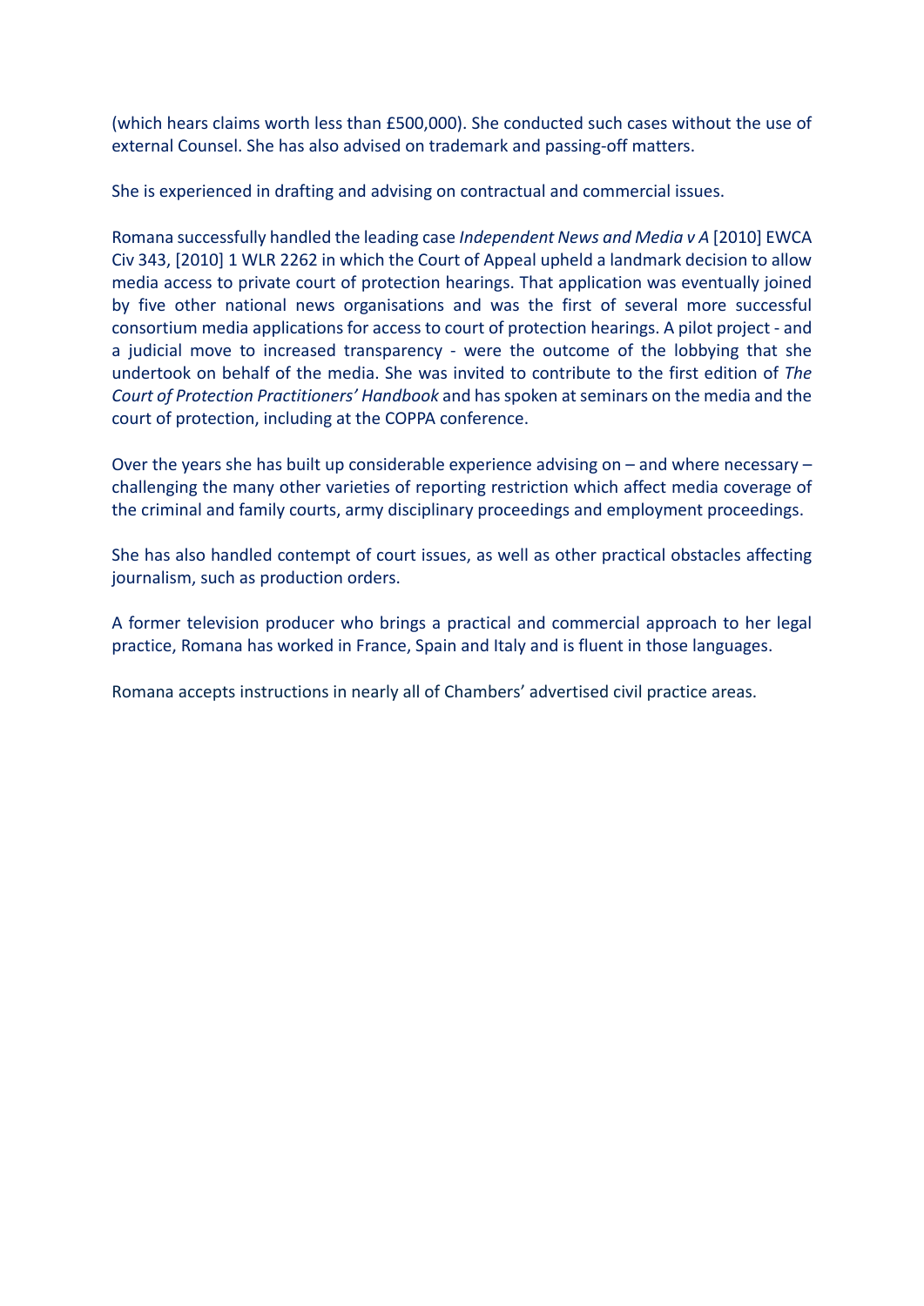(which hears claims worth less than £500,000). She conducted such cases without the use of external Counsel. She has also advised on trademark and passing-off matters.

She is experienced in drafting and advising on contractual and commercial issues.

Romana successfully handled the leading case *Independent News and Media v A* [2010] EWCA Civ 343, [2010] 1 WLR 2262 in which the Court of Appeal upheld a landmark decision to allow media access to private court of protection hearings. That application was eventually joined by five other national news organisations and was the first of several more successful consortium media applications for access to court of protection hearings. A pilot project - and a judicial move to increased transparency - were the outcome of the lobbying that she undertook on behalf of the media. She was invited to contribute to the first edition of *The Court of Protection Practitioners' Handbook* and has spoken at seminars on the media and the court of protection, including at the COPPA conference.

Over the years she has built up considerable experience advising on – and where necessary – challenging the many other varieties of reporting restriction which affect media coverage of the criminal and family courts, army disciplinary proceedings and employment proceedings.

She has also handled contempt of court issues, as well as other practical obstacles affecting journalism, such as production orders.

A former television producer who brings a practical and commercial approach to her legal practice, Romana has worked in France, Spain and Italy and is fluent in those languages.

Romana accepts instructions in nearly all of Chambers' advertised civil practice areas.